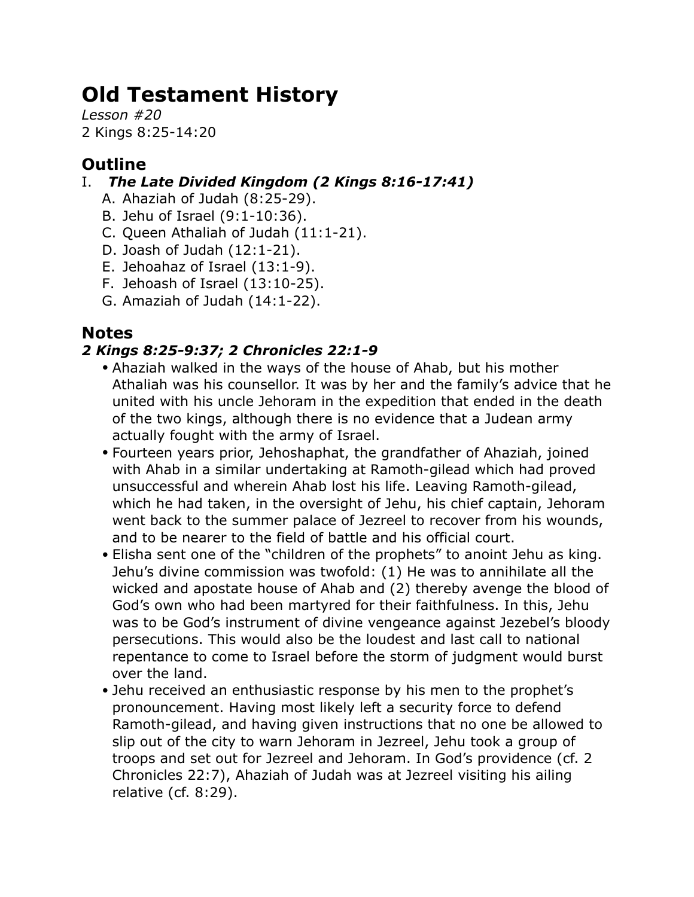# Old Testament History

*Lesson #20*
2 Kings 8:25-14:20

## Outline

I. ***The Late Divided Kingdom (2 Kings 8:16-17:41)***

   A. Ahaziah of Judah (8:25-29).
   B. Jehu of Israel (9:1-10:36).
   C. Queen Athaliah of Judah (11:1-21).
   D. Joash of Judah (12:1-21).
   E. Jehoahaz of Israel (13:1-9).
   F. Jehoash of Israel (13:10-25).
   G. Amaziah of Judah (14:1-22).

## Notes

### *2 Kings 8:25-9:37; 2 Chronicles 22:1-9*

- Ahaziah walked in the ways of the house of Ahab, but his mother Athaliah was his counsellor. It was by her and the family's advice that he united with his uncle Jehoram in the expedition that ended in the death of the two kings, although there is no evidence that a Judean army actually fought with the army of Israel.
- Fourteen years prior, Jehoshaphat, the grandfather of Ahaziah, joined with Ahab in a similar undertaking at Ramoth-gilead which had proved unsuccessful and wherein Ahab lost his life. Leaving Ramoth-gilead, which he had taken, in the oversight of Jehu, his chief captain, Jehoram went back to the summer palace of Jezreel to recover from his wounds, and to be nearer to the field of battle and his official court.
- Elisha sent one of the "children of the prophets" to anoint Jehu as king. Jehu's divine commission was twofold: (1) He was to annihilate all the wicked and apostate house of Ahab and (2) thereby avenge the blood of God's own who had been martyred for their faithfulness. In this, Jehu was to be God's instrument of divine vengeance against Jezebel's bloody persecutions. This would also be the loudest and last call to national repentance to come to Israel before the storm of judgment would burst over the land.
- Jehu received an enthusiastic response by his men to the prophet's pronouncement. Having most likely left a security force to defend Ramoth-gilead, and having given instructions that no one be allowed to slip out of the city to warn Jehoram in Jezreel, Jehu took a group of troops and set out for Jezreel and Jehoram. In God's providence (cf. 2 Chronicles 22:7), Ahaziah of Judah was at Jezreel visiting his ailing relative (cf. 8:29).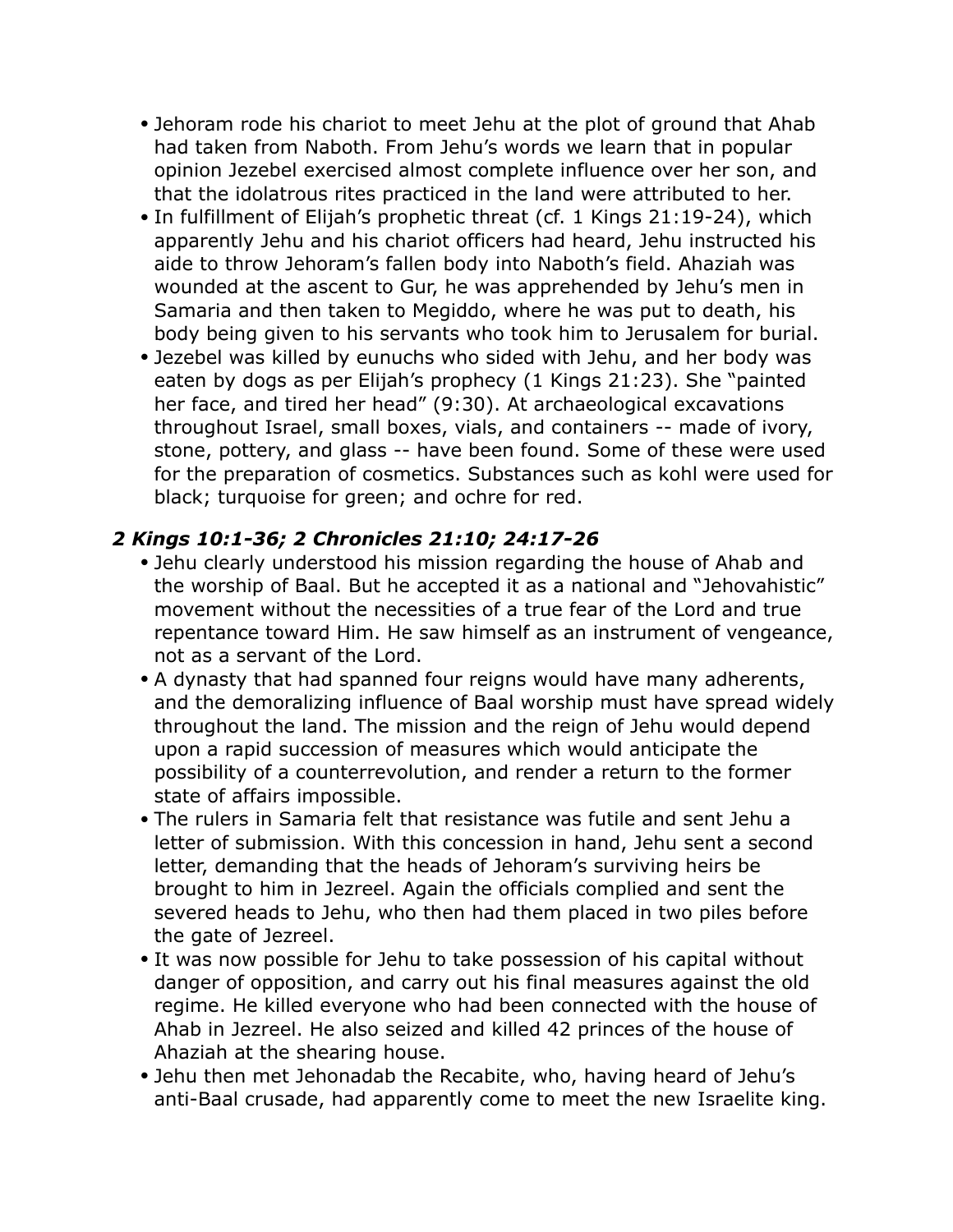- Jehoram rode his chariot to meet Jehu at the plot of ground that Ahab had taken from Naboth. From Jehu's words we learn that in popular opinion Jezebel exercised almost complete influence over her son, and that the idolatrous rites practiced in the land were attributed to her.
- In fulfillment of Elijah's prophetic threat (cf. 1 Kings 21:19-24), which apparently Jehu and his chariot officers had heard, Jehu instructed his aide to throw Jehoram's fallen body into Naboth's field. Ahaziah was wounded at the ascent to Gur, he was apprehended by Jehu's men in Samaria and then taken to Megiddo, where he was put to death, his body being given to his servants who took him to Jerusalem for burial.
- Jezebel was killed by eunuchs who sided with Jehu, and her body was eaten by dogs as per Elijah's prophecy (1 Kings 21:23). She "painted her face, and tired her head" (9:30). At archaeological excavations throughout Israel, small boxes, vials, and containers -- made of ivory, stone, pottery, and glass -- have been found. Some of these were used for the preparation of cosmetics. Substances such as kohl were used for black; turquoise for green; and ochre for red.

### *2 Kings 10:1-36; 2 Chronicles 21:10; 24:17-26*

- Jehu clearly understood his mission regarding the house of Ahab and the worship of Baal. But he accepted it as a national and "Jehovahistic" movement without the necessities of a true fear of the Lord and true repentance toward Him. He saw himself as an instrument of vengeance, not as a servant of the Lord.
- A dynasty that had spanned four reigns would have many adherents, and the demoralizing influence of Baal worship must have spread widely throughout the land. The mission and the reign of Jehu would depend upon a rapid succession of measures which would anticipate the possibility of a counterrevolution, and render a return to the former state of affairs impossible.
- The rulers in Samaria felt that resistance was futile and sent Jehu a letter of submission. With this concession in hand, Jehu sent a second letter, demanding that the heads of Jehoram's surviving heirs be brought to him in Jezreel. Again the officials complied and sent the severed heads to Jehu, who then had them placed in two piles before the gate of Jezreel.
- It was now possible for Jehu to take possession of his capital without danger of opposition, and carry out his final measures against the old regime. He killed everyone who had been connected with the house of Ahab in Jezreel. He also seized and killed 42 princes of the house of Ahaziah at the shearing house.
- Jehu then met Jehonadab the Recabite, who, having heard of Jehu's anti-Baal crusade, had apparently come to meet the new Israelite king.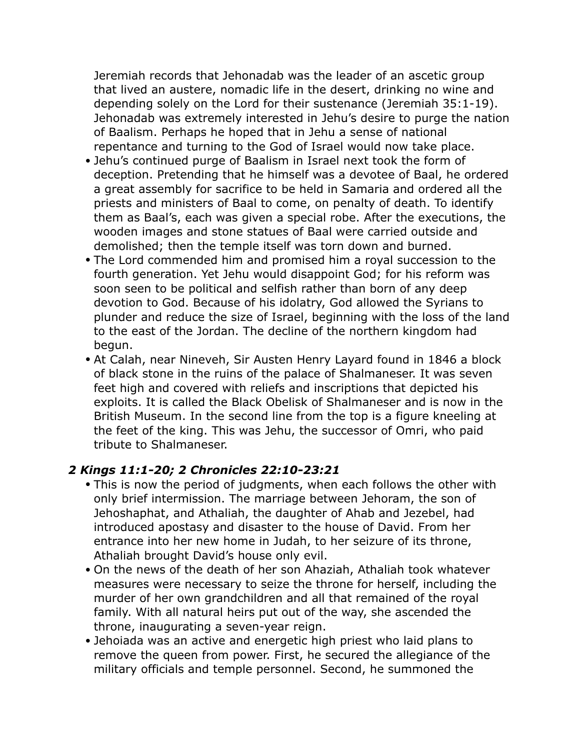Jeremiah records that Jehonadab was the leader of an ascetic group that lived an austere, nomadic life in the desert, drinking no wine and depending solely on the Lord for their sustenance (Jeremiah 35:1-19). Jehonadab was extremely interested in Jehu's desire to purge the nation of Baalism. Perhaps he hoped that in Jehu a sense of national repentance and turning to the God of Israel would now take place.

- Jehu's continued purge of Baalism in Israel next took the form of deception. Pretending that he himself was a devotee of Baal, he ordered a great assembly for sacrifice to be held in Samaria and ordered all the priests and ministers of Baal to come, on penalty of death. To identify them as Baal's, each was given a special robe. After the executions, the wooden images and stone statues of Baal were carried outside and demolished; then the temple itself was torn down and burned.
- The Lord commended him and promised him a royal succession to the fourth generation. Yet Jehu would disappoint God; for his reform was soon seen to be political and selfish rather than born of any deep devotion to God. Because of his idolatry, God allowed the Syrians to plunder and reduce the size of Israel, beginning with the loss of the land to the east of the Jordan. The decline of the northern kingdom had begun.
- At Calah, near Nineveh, Sir Austen Henry Layard found in 1846 a block of black stone in the ruins of the palace of Shalmaneser. It was seven feet high and covered with reliefs and inscriptions that depicted his exploits. It is called the Black Obelisk of Shalmaneser and is now in the British Museum. In the second line from the top is a figure kneeling at the feet of the king. This was Jehu, the successor of Omri, who paid tribute to Shalmaneser.

### *2 Kings 11:1-20; 2 Chronicles 22:10-23:21*

- This is now the period of judgments, when each follows the other with only brief intermission. The marriage between Jehoram, the son of Jehoshaphat, and Athaliah, the daughter of Ahab and Jezebel, had introduced apostasy and disaster to the house of David. From her entrance into her new home in Judah, to her seizure of its throne, Athaliah brought David's house only evil.
- On the news of the death of her son Ahaziah, Athaliah took whatever measures were necessary to seize the throne for herself, including the murder of her own grandchildren and all that remained of the royal family. With all natural heirs put out of the way, she ascended the throne, inaugurating a seven-year reign.
- Jehoiada was an active and energetic high priest who laid plans to remove the queen from power. First, he secured the allegiance of the military officials and temple personnel. Second, he summoned the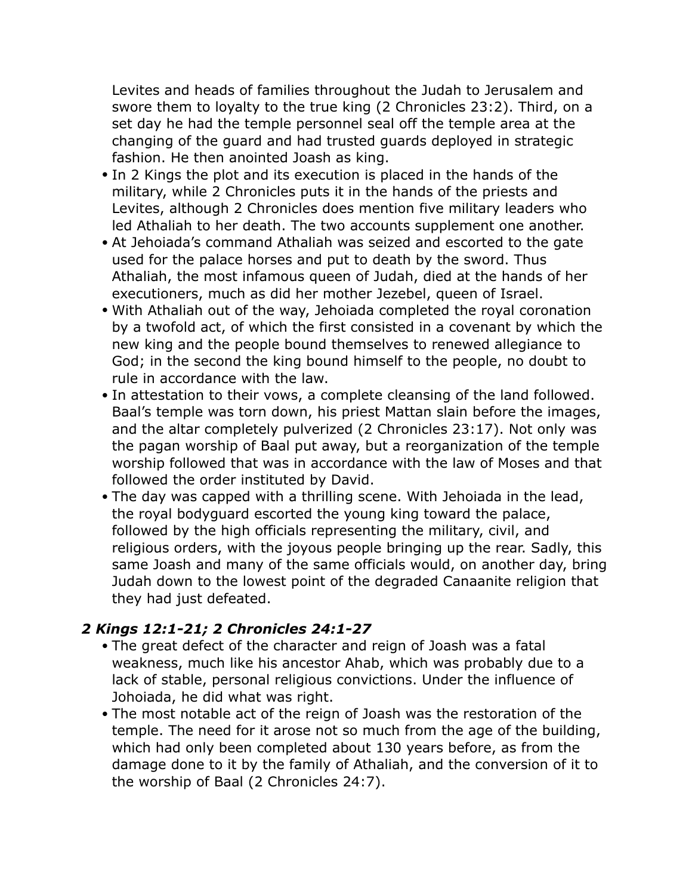Levites and heads of families throughout the Judah to Jerusalem and swore them to loyalty to the true king (2 Chronicles 23:2). Third, on a set day he had the temple personnel seal off the temple area at the changing of the guard and had trusted guards deployed in strategic fashion. He then anointed Joash as king.

- In 2 Kings the plot and its execution is placed in the hands of the military, while 2 Chronicles puts it in the hands of the priests and Levites, although 2 Chronicles does mention five military leaders who led Athaliah to her death. The two accounts supplement one another.
- At Jehoiada's command Athaliah was seized and escorted to the gate used for the palace horses and put to death by the sword. Thus Athaliah, the most infamous queen of Judah, died at the hands of her executioners, much as did her mother Jezebel, queen of Israel.
- With Athaliah out of the way, Jehoiada completed the royal coronation by a twofold act, of which the first consisted in a covenant by which the new king and the people bound themselves to renewed allegiance to God; in the second the king bound himself to the people, no doubt to rule in accordance with the law.
- In attestation to their vows, a complete cleansing of the land followed. Baal's temple was torn down, his priest Mattan slain before the images, and the altar completely pulverized (2 Chronicles 23:17). Not only was the pagan worship of Baal put away, but a reorganization of the temple worship followed that was in accordance with the law of Moses and that followed the order instituted by David.
- The day was capped with a thrilling scene. With Jehoiada in the lead, the royal bodyguard escorted the young king toward the palace, followed by the high officials representing the military, civil, and religious orders, with the joyous people bringing up the rear. Sadly, this same Joash and many of the same officials would, on another day, bring Judah down to the lowest point of the degraded Canaanite religion that they had just defeated.

### *2 Kings 12:1-21; 2 Chronicles 24:1-27*

- The great defect of the character and reign of Joash was a fatal weakness, much like his ancestor Ahab, which was probably due to a lack of stable, personal religious convictions. Under the influence of Johoiada, he did what was right.
- The most notable act of the reign of Joash was the restoration of the temple. The need for it arose not so much from the age of the building, which had only been completed about 130 years before, as from the damage done to it by the family of Athaliah, and the conversion of it to the worship of Baal (2 Chronicles 24:7).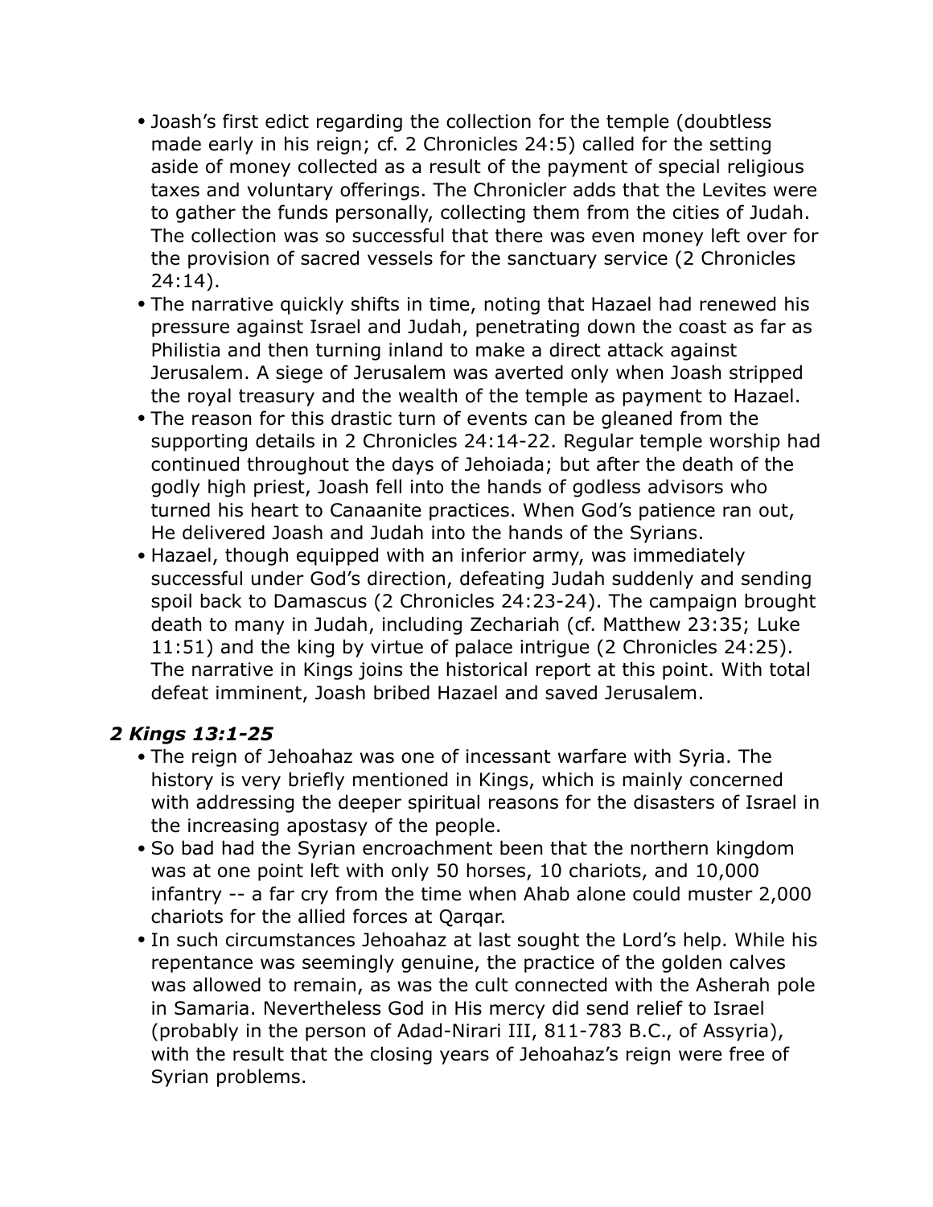- Joash's first edict regarding the collection for the temple (doubtless made early in his reign; cf. 2 Chronicles 24:5) called for the setting aside of money collected as a result of the payment of special religious taxes and voluntary offerings. The Chronicler adds that the Levites were to gather the funds personally, collecting them from the cities of Judah. The collection was so successful that there was even money left over for the provision of sacred vessels for the sanctuary service (2 Chronicles 24:14).
- The narrative quickly shifts in time, noting that Hazael had renewed his pressure against Israel and Judah, penetrating down the coast as far as Philistia and then turning inland to make a direct attack against Jerusalem. A siege of Jerusalem was averted only when Joash stripped the royal treasury and the wealth of the temple as payment to Hazael.
- The reason for this drastic turn of events can be gleaned from the supporting details in 2 Chronicles 24:14-22. Regular temple worship had continued throughout the days of Jehoiada; but after the death of the godly high priest, Joash fell into the hands of godless advisors who turned his heart to Canaanite practices. When God's patience ran out, He delivered Joash and Judah into the hands of the Syrians.
- Hazael, though equipped with an inferior army, was immediately successful under God's direction, defeating Judah suddenly and sending spoil back to Damascus (2 Chronicles 24:23-24). The campaign brought death to many in Judah, including Zechariah (cf. Matthew 23:35; Luke 11:51) and the king by virtue of palace intrigue (2 Chronicles 24:25). The narrative in Kings joins the historical report at this point. With total defeat imminent, Joash bribed Hazael and saved Jerusalem.

### *2 Kings 13:1-25*

- The reign of Jehoahaz was one of incessant warfare with Syria. The history is very briefly mentioned in Kings, which is mainly concerned with addressing the deeper spiritual reasons for the disasters of Israel in the increasing apostasy of the people.
- So bad had the Syrian encroachment been that the northern kingdom was at one point left with only 50 horses, 10 chariots, and 10,000 infantry -- a far cry from the time when Ahab alone could muster 2,000 chariots for the allied forces at Qarqar.
- In such circumstances Jehoahaz at last sought the Lord's help. While his repentance was seemingly genuine, the practice of the golden calves was allowed to remain, as was the cult connected with the Asherah pole in Samaria. Nevertheless God in His mercy did send relief to Israel (probably in the person of Adad-Nirari III, 811-783 B.C., of Assyria), with the result that the closing years of Jehoahaz's reign were free of Syrian problems.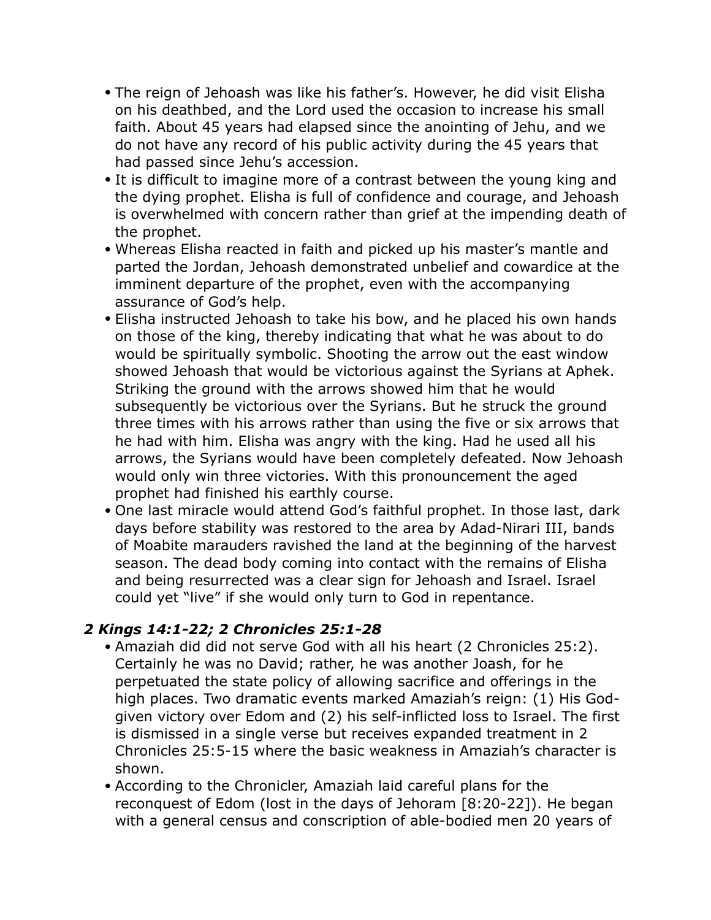- The reign of Jehoash was like his father's. However, he did visit Elisha on his deathbed, and the Lord used the occasion to increase his small faith. About 45 years had elapsed since the anointing of Jehu, and we do not have any record of his public activity during the 45 years that had passed since Jehu's accession.
- It is difficult to imagine more of a contrast between the young king and the dying prophet. Elisha is full of confidence and courage, and Jehoash is overwhelmed with concern rather than grief at the impending death of the prophet.
- Whereas Elisha reacted in faith and picked up his master's mantle and parted the Jordan, Jehoash demonstrated unbelief and cowardice at the imminent departure of the prophet, even with the accompanying assurance of God's help.
- Elisha instructed Jehoash to take his bow, and he placed his own hands on those of the king, thereby indicating that what he was about to do would be spiritually symbolic. Shooting the arrow out the east window showed Jehoash that would be victorious against the Syrians at Aphek. Striking the ground with the arrows showed him that he would subsequently be victorious over the Syrians. But he struck the ground three times with his arrows rather than using the five or six arrows that he had with him. Elisha was angry with the king. Had he used all his arrows, the Syrians would have been completely defeated. Now Jehoash would only win three victories. With this pronouncement the aged prophet had finished his earthly course.
- One last miracle would attend God's faithful prophet. In those last, dark days before stability was restored to the area by Adad-Nirari III, bands of Moabite marauders ravished the land at the beginning of the harvest season. The dead body coming into contact with the remains of Elisha and being resurrected was a clear sign for Jehoash and Israel. Israel could yet "live" if she would only turn to God in repentance.

### *2 Kings 14:1-22; 2 Chronicles 25:1-28*

- Amaziah did did not serve God with all his heart (2 Chronicles 25:2). Certainly he was no David; rather, he was another Joash, for he perpetuated the state policy of allowing sacrifice and offerings in the high places. Two dramatic events marked Amaziah's reign: (1) His God-given victory over Edom and (2) his self-inflicted loss to Israel. The first is dismissed in a single verse but receives expanded treatment in 2 Chronicles 25:5-15 where the basic weakness in Amaziah's character is shown.
- According to the Chronicler, Amaziah laid careful plans for the reconquest of Edom (lost in the days of Jehoram [8:20-22]). He began with a general census and conscription of able-bodied men 20 years of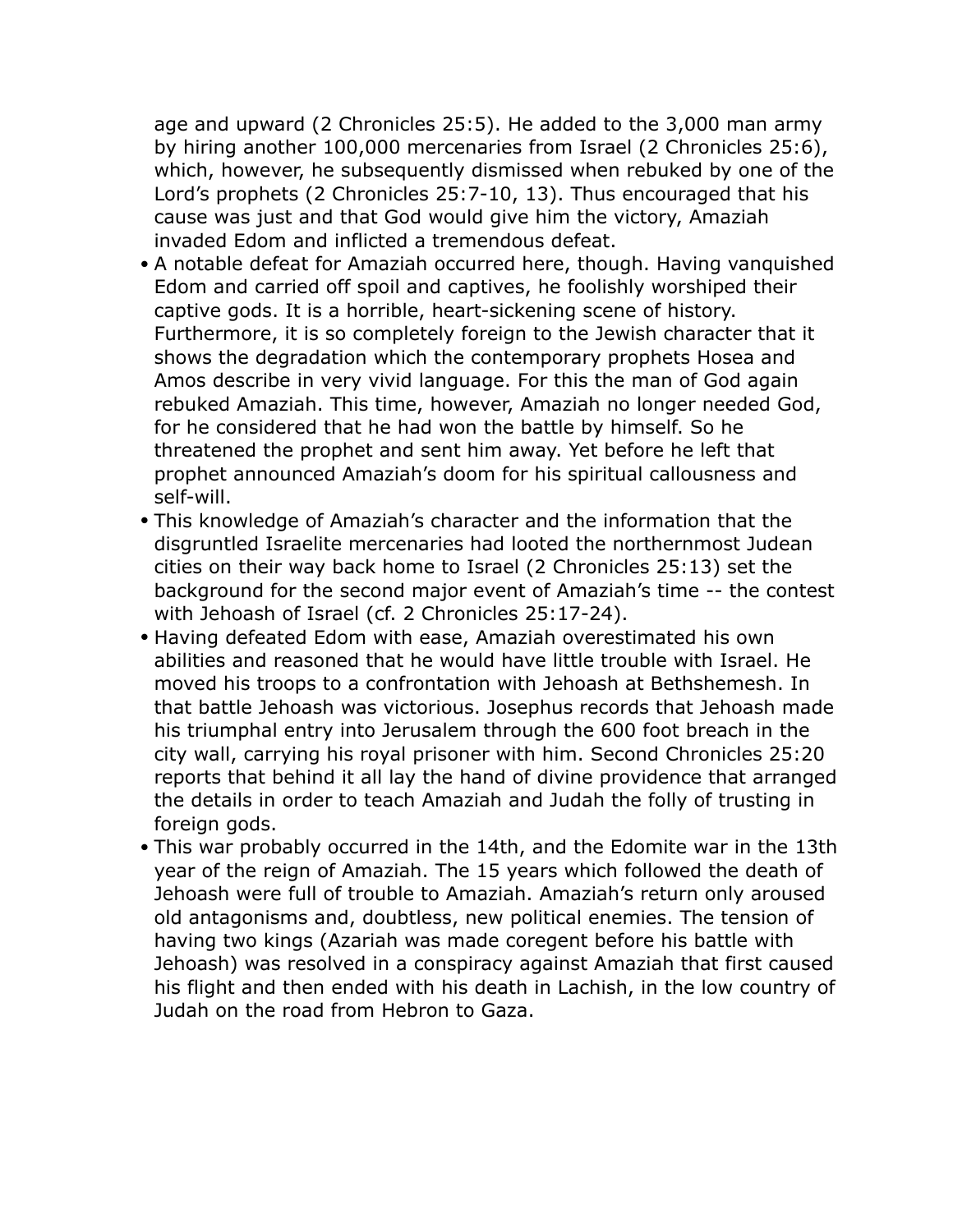age and upward (2 Chronicles 25:5). He added to the 3,000 man army by hiring another 100,000 mercenaries from Israel (2 Chronicles 25:6), which, however, he subsequently dismissed when rebuked by one of the Lord's prophets (2 Chronicles 25:7-10, 13). Thus encouraged that his cause was just and that God would give him the victory, Amaziah invaded Edom and inflicted a tremendous defeat.

- A notable defeat for Amaziah occurred here, though. Having vanquished Edom and carried off spoil and captives, he foolishly worshiped their captive gods. It is a horrible, heart-sickening scene of history. Furthermore, it is so completely foreign to the Jewish character that it shows the degradation which the contemporary prophets Hosea and Amos describe in very vivid language. For this the man of God again rebuked Amaziah. This time, however, Amaziah no longer needed God, for he considered that he had won the battle by himself. So he threatened the prophet and sent him away. Yet before he left that prophet announced Amaziah's doom for his spiritual callousness and self-will.
- This knowledge of Amaziah's character and the information that the disgruntled Israelite mercenaries had looted the northernmost Judean cities on their way back home to Israel (2 Chronicles 25:13) set the background for the second major event of Amaziah's time -- the contest with Jehoash of Israel (cf. 2 Chronicles 25:17-24).
- Having defeated Edom with ease, Amaziah overestimated his own abilities and reasoned that he would have little trouble with Israel. He moved his troops to a confrontation with Jehoash at Bethshemesh. In that battle Jehoash was victorious. Josephus records that Jehoash made his triumphal entry into Jerusalem through the 600 foot breach in the city wall, carrying his royal prisoner with him. Second Chronicles 25:20 reports that behind it all lay the hand of divine providence that arranged the details in order to teach Amaziah and Judah the folly of trusting in foreign gods.
- This war probably occurred in the 14th, and the Edomite war in the 13th year of the reign of Amaziah. The 15 years which followed the death of Jehoash were full of trouble to Amaziah. Amaziah's return only aroused old antagonisms and, doubtless, new political enemies. The tension of having two kings (Azariah was made coregent before his battle with Jehoash) was resolved in a conspiracy against Amaziah that first caused his flight and then ended with his death in Lachish, in the low country of Judah on the road from Hebron to Gaza.